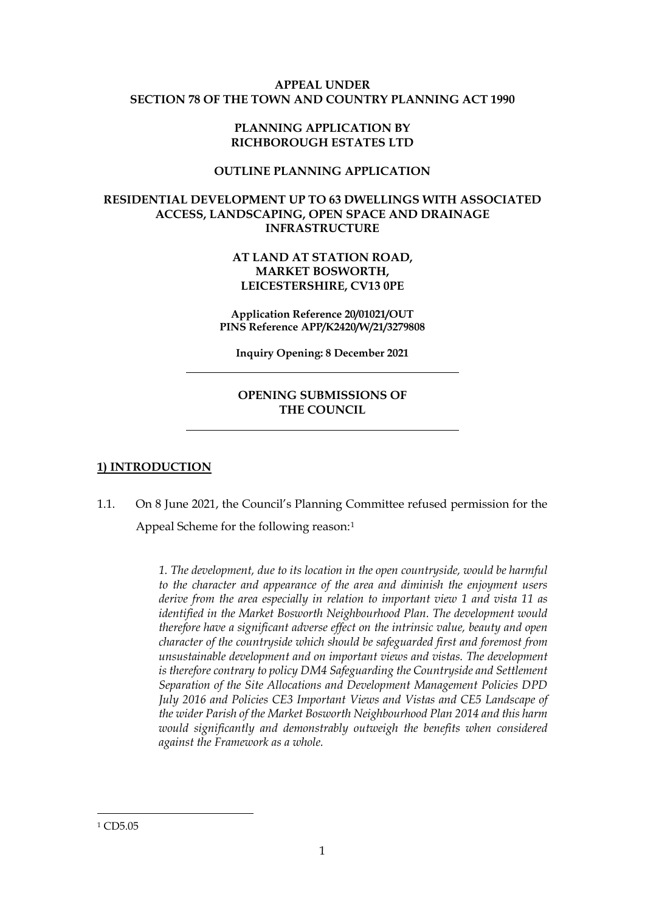**APPEAL UNDER**
**SECTION 78 OF THE TOWN AND COUNTRY PLANNING ACT 1990**

**PLANNING APPLICATION BY**
**RICHBOROUGH ESTATES LTD**

**OUTLINE PLANNING APPLICATION**

**RESIDENTIAL DEVELOPMENT UP TO 63 DWELLINGS WITH ASSOCIATED ACCESS, LANDSCAPING, OPEN SPACE AND DRAINAGE INFRASTRUCTURE**

**AT LAND AT STATION ROAD,**
**MARKET BOSWORTH,**
**LEICESTERSHIRE, CV13 0PE**

**Application Reference 20/01021/OUT**
**PINS Reference APP/K2420/W/21/3279808**

**Inquiry Opening: 8 December 2021**

---

**OPENING SUBMISSIONS OF**
**THE COUNCIL**

---

## 1) INTRODUCTION

1.1. On 8 June 2021, the Council's Planning Committee refused permission for the Appeal Scheme for the following reason:[1]

> *1. The development, due to its location in the open countryside, would be harmful to the character and appearance of the area and diminish the enjoyment users derive from the area especially in relation to important view 1 and vista 11 as identified in the Market Bosworth Neighbourhood Plan. The development would therefore have a significant adverse effect on the intrinsic value, beauty and open character of the countryside which should be safeguarded first and foremost from unsustainable development and on important views and vistas. The development is therefore contrary to policy DM4 Safeguarding the Countryside and Settlement Separation of the Site Allocations and Development Management Policies DPD July 2016 and Policies CE3 Important Views and Vistas and CE5 Landscape of the wider Parish of the Market Bosworth Neighbourhood Plan 2014 and this harm would significantly and demonstrably outweigh the benefits when considered against the Framework as a whole.*

---

[1] CD5.05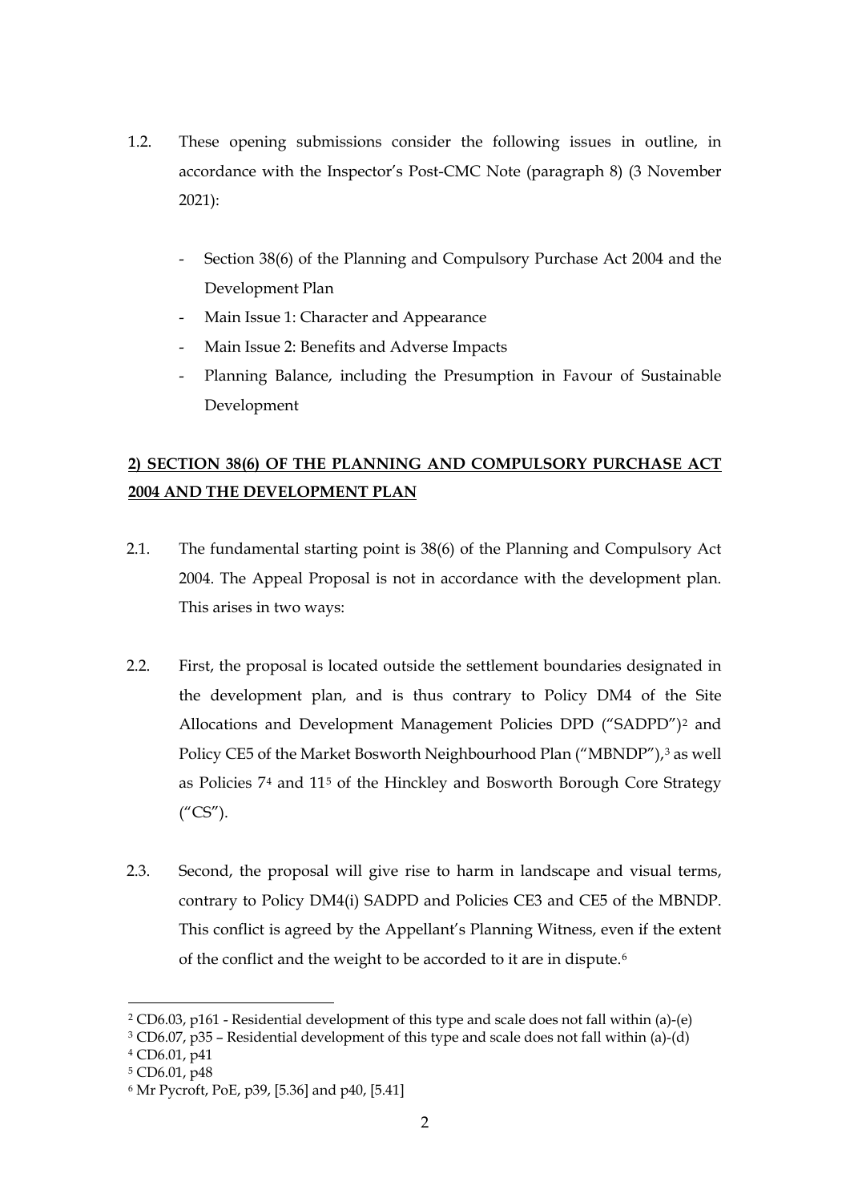1.2. These opening submissions consider the following issues in outline, in accordance with the Inspector's Post-CMC Note (paragraph 8) (3 November 2021):

- Section 38(6) of the Planning and Compulsory Purchase Act 2004 and the Development Plan
- Main Issue 1: Character and Appearance
- Main Issue 2: Benefits and Adverse Impacts
- Planning Balance, including the Presumption in Favour of Sustainable Development

## **2) SECTION 38(6) OF THE PLANNING AND COMPULSORY PURCHASE ACT 2004 AND THE DEVELOPMENT PLAN**

2.1. The fundamental starting point is 38(6) of the Planning and Compulsory Act 2004. The Appeal Proposal is not in accordance with the development plan. This arises in two ways:

2.2. First, the proposal is located outside the settlement boundaries designated in the development plan, and is thus contrary to Policy DM4 of the Site Allocations and Development Management Policies DPD ("SADPD")[2] and Policy CE5 of the Market Bosworth Neighbourhood Plan ("MBNDP"),[3] as well as Policies 7[4] and 11[5] of the Hinckley and Bosworth Borough Core Strategy ("CS").

2.3. Second, the proposal will give rise to harm in landscape and visual terms, contrary to Policy DM4(i) SADPD and Policies CE3 and CE5 of the MBNDP. This conflict is agreed by the Appellant's Planning Witness, even if the extent of the conflict and the weight to be accorded to it are in dispute.[6]

---

[2] CD6.03, p161 - Residential development of this type and scale does not fall within (a)-(e)

[3] CD6.07, p35 – Residential development of this type and scale does not fall within (a)-(d)

[4] CD6.01, p41

[5] CD6.01, p48

[6] Mr Pycroft, PoE, p39, [5.36] and p40, [5.41]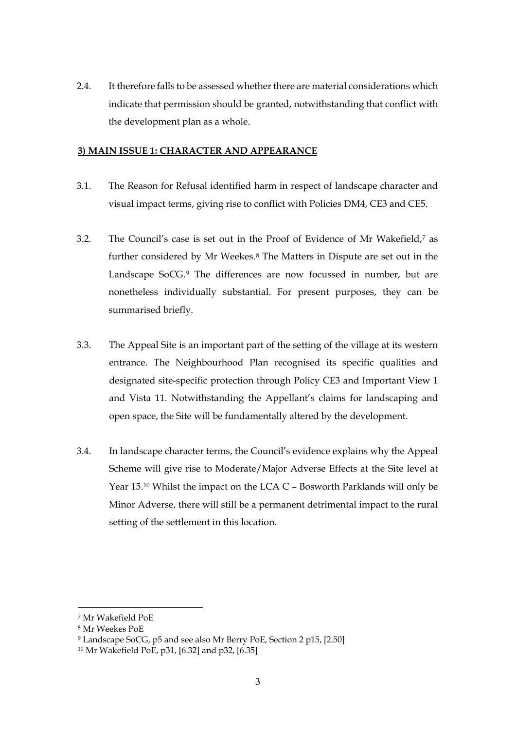2.4. It therefore falls to be assessed whether there are material considerations which indicate that permission should be granted, notwithstanding that conflict with the development plan as a whole.

## 3) MAIN ISSUE 1: CHARACTER AND APPEARANCE

3.1. The Reason for Refusal identified harm in respect of landscape character and visual impact terms, giving rise to conflict with Policies DM4, CE3 and CE5.

3.2. The Council's case is set out in the Proof of Evidence of Mr Wakefield,[7] as further considered by Mr Weekes.[8] The Matters in Dispute are set out in the Landscape SoCG.[9] The differences are now focussed in number, but are nonetheless individually substantial. For present purposes, they can be summarised briefly.

3.3. The Appeal Site is an important part of the setting of the village at its western entrance. The Neighbourhood Plan recognised its specific qualities and designated site-specific protection through Policy CE3 and Important View 1 and Vista 11. Notwithstanding the Appellant's claims for landscaping and open space, the Site will be fundamentally altered by the development.

3.4. In landscape character terms, the Council's evidence explains why the Appeal Scheme will give rise to Moderate/Major Adverse Effects at the Site level at Year 15.[10] Whilst the impact on the LCA C – Bosworth Parklands will only be Minor Adverse, there will still be a permanent detrimental impact to the rural setting of the settlement in this location.

---

[7] Mr Wakefield PoE

[8] Mr Weekes PoE

[9] Landscape SoCG, p5 and see also Mr Berry PoE, Section 2 p15, [2.50]

[10] Mr Wakefield PoE, p31, [6.32] and p32, [6.35]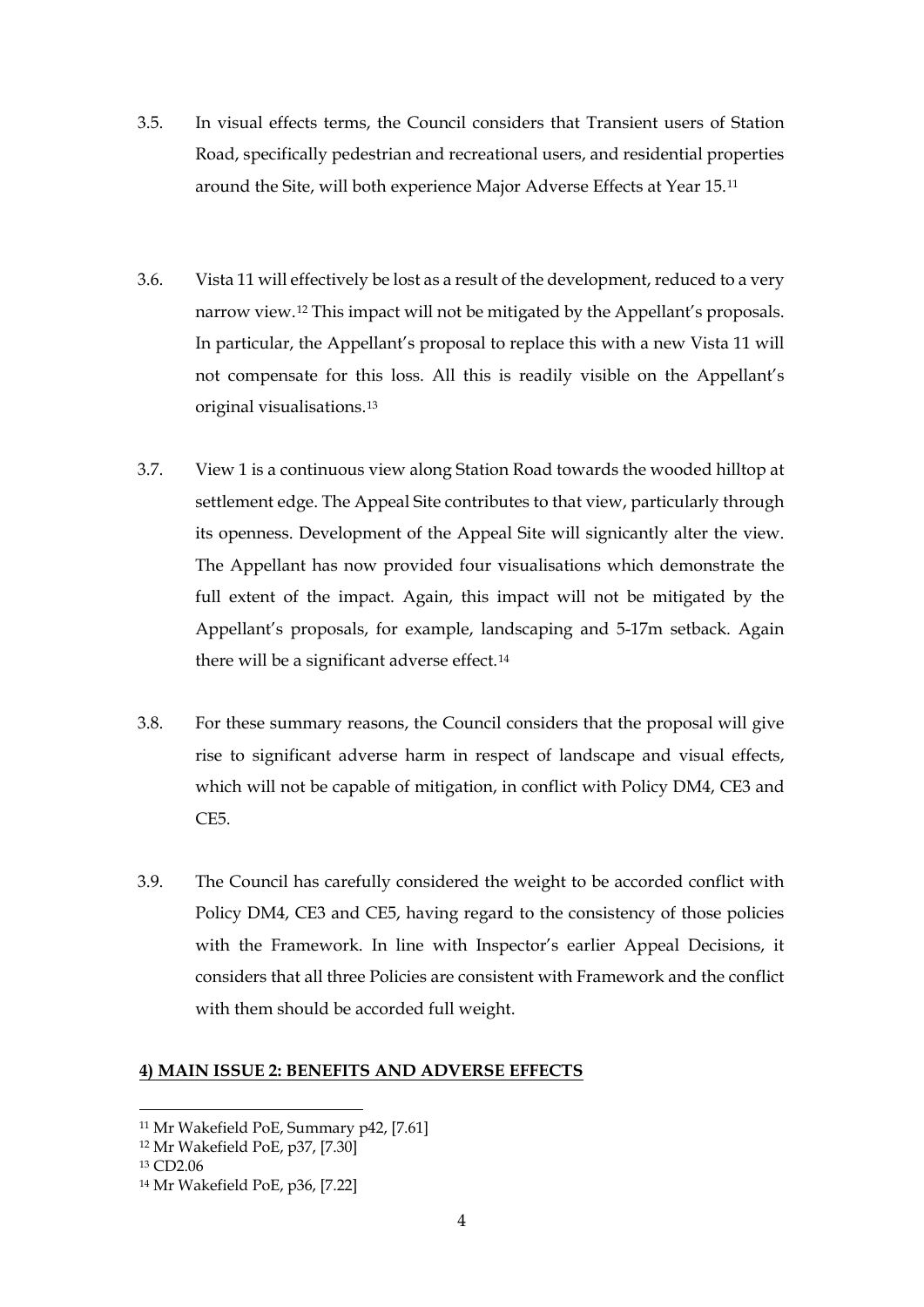3.5. In visual effects terms, the Council considers that Transient users of Station Road, specifically pedestrian and recreational users, and residential properties around the Site, will both experience Major Adverse Effects at Year 15.[11]

3.6. Vista 11 will effectively be lost as a result of the development, reduced to a very narrow view.[12] This impact will not be mitigated by the Appellant's proposals. In particular, the Appellant's proposal to replace this with a new Vista 11 will not compensate for this loss. All this is readily visible on the Appellant's original visualisations.[13]

3.7. View 1 is a continuous view along Station Road towards the wooded hilltop at settlement edge. The Appeal Site contributes to that view, particularly through its openness. Development of the Appeal Site will signicantly alter the view. The Appellant has now provided four visualisations which demonstrate the full extent of the impact. Again, this impact will not be mitigated by the Appellant's proposals, for example, landscaping and 5-17m setback. Again there will be a significant adverse effect.[14]

3.8. For these summary reasons, the Council considers that the proposal will give rise to significant adverse harm in respect of landscape and visual effects, which will not be capable of mitigation, in conflict with Policy DM4, CE3 and CE5.

3.9. The Council has carefully considered the weight to be accorded conflict with Policy DM4, CE3 and CE5, having regard to the consistency of those policies with the Framework. In line with Inspector's earlier Appeal Decisions, it considers that all three Policies are consistent with Framework and the conflict with them should be accorded full weight.

## 4) MAIN ISSUE 2: BENEFITS AND ADVERSE EFFECTS

---

[11] Mr Wakefield PoE, Summary p42, [7.61]

[12] Mr Wakefield PoE, p37, [7.30]

[13] CD2.06

[14] Mr Wakefield PoE, p36, [7.22]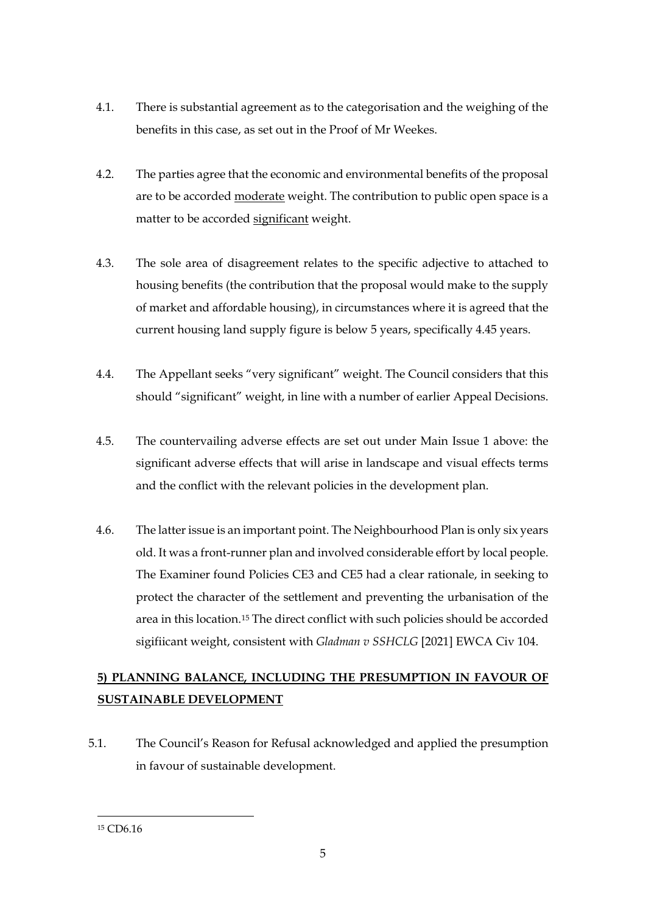4.1. There is substantial agreement as to the categorisation and the weighing of the benefits in this case, as set out in the Proof of Mr Weekes.

4.2. The parties agree that the economic and environmental benefits of the proposal are to be accorded <u>moderate</u> weight. The contribution to public open space is a matter to be accorded <u>significant</u> weight.

4.3. The sole area of disagreement relates to the specific adjective to attached to housing benefits (the contribution that the proposal would make to the supply of market and affordable housing), in circumstances where it is agreed that the current housing land supply figure is below 5 years, specifically 4.45 years.

4.4. The Appellant seeks "very significant" weight. The Council considers that this should "significant" weight, in line with a number of earlier Appeal Decisions.

4.5. The countervailing adverse effects are set out under Main Issue 1 above: the significant adverse effects that will arise in landscape and visual effects terms and the conflict with the relevant policies in the development plan.

4.6. The latter issue is an important point. The Neighbourhood Plan is only six years old. It was a front-runner plan and involved considerable effort by local people. The Examiner found Policies CE3 and CE5 had a clear rationale, in seeking to protect the character of the settlement and preventing the urbanisation of the area in this location.[15] The direct conflict with such policies should be accorded sigifiicant weight, consistent with *Gladman v SSHCLG* [2021] EWCA Civ 104.

## <u>5) PLANNING BALANCE, INCLUDING THE PRESUMPTION IN FAVOUR OF SUSTAINABLE DEVELOPMENT</u>

5.1. The Council's Reason for Refusal acknowledged and applied the presumption in favour of sustainable development.

[15] CD6.16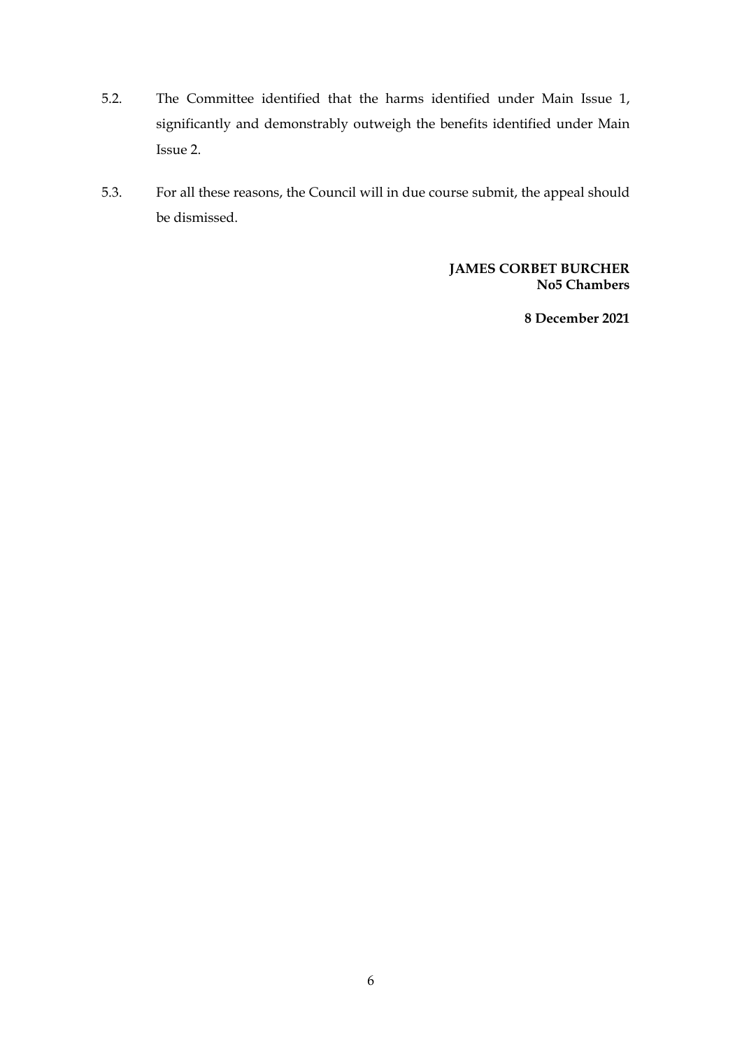5.2. The Committee identified that the harms identified under Main Issue 1, significantly and demonstrably outweigh the benefits identified under Main Issue 2.

5.3. For all these reasons, the Council will in due course submit, the appeal should be dismissed.

**JAMES CORBET BURCHER**
**No5 Chambers**

**8 December 2021**